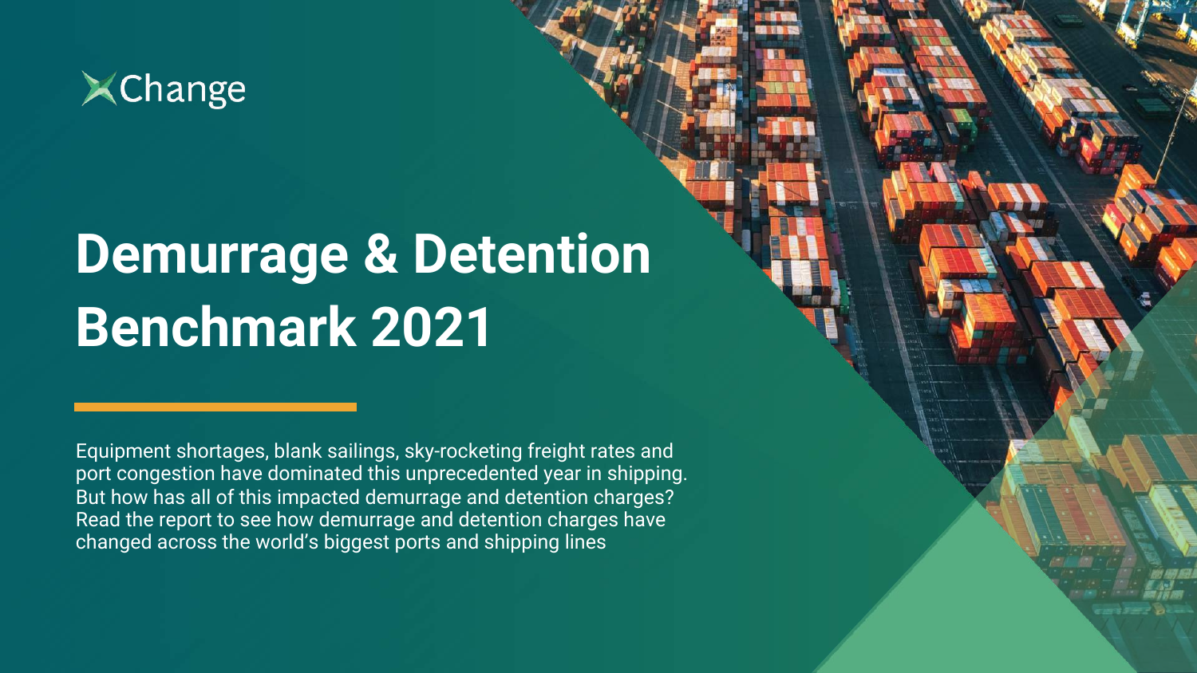xChange

# Demurrage & Detention Benchmark 2021

Equipment shortages, blank sailings, sky-rocketing freight rates and port congestion have dominated this unprecedented year in shipping. But how has all of this impacted demurrage and detention charges? Read the report to see how demurrage and detention charges have changed across the world's biggest ports and shipping lines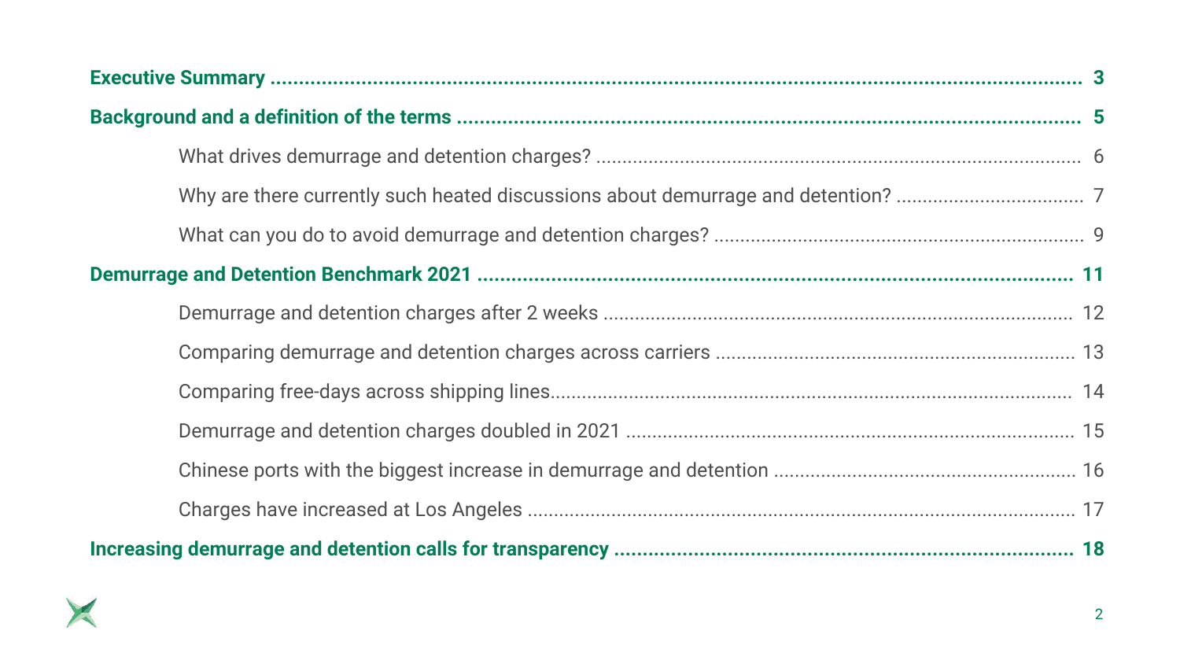**Executive Summary** ........................................................................................................................ **3**

**Background and a definition of the terms** ............................................................................................ **5**

- What drives demurrage and detention charges? ............................................................................ 6
- Why are there currently such heated discussions about demurrage and detention? ................................... 7
- What can you do to avoid demurrage and detention charges? ..................................................................... 9

**Demurrage and Detention Benchmark 2021** ........................................................................................ **11**

- Demurrage and detention charges after 2 weeks ........................................................................... 12
- Comparing demurrage and detention charges across carriers .................................................................... 13
- Comparing free-days across shipping lines........................................................................................ 14
- Demurrage and detention charges doubled in 2021 .................................................................................... 15
- Chinese ports with the biggest increase in demurrage and detention ......................................................... 16
- Charges have increased at Los Angeles ........................................................................................... 17

**Increasing demurrage and detention calls for transparency** ................................................................... **18**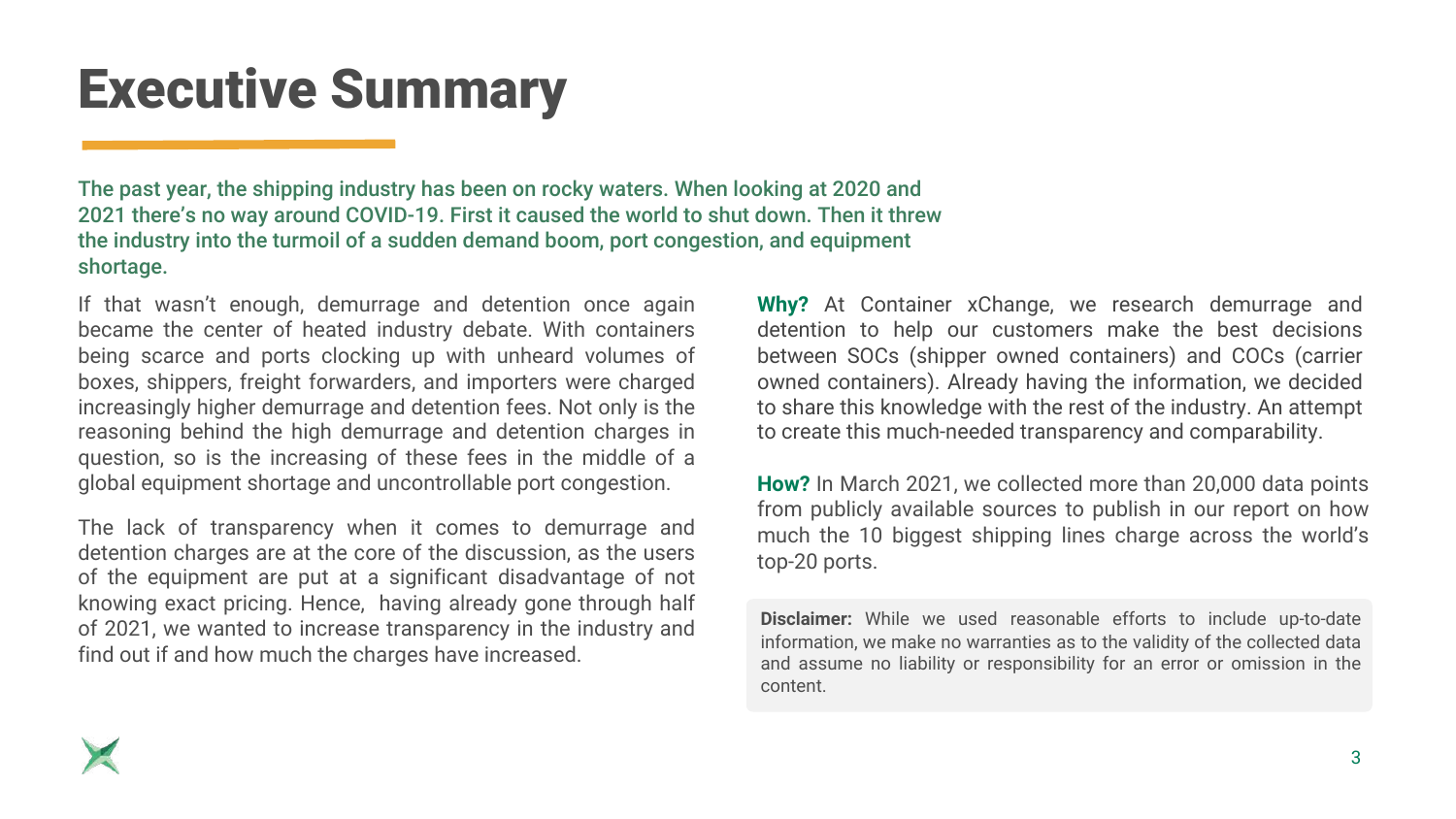# Executive Summary

**The past year, the shipping industry has been on rocky waters. When looking at 2020 and 2021 there's no way around COVID-19. First it caused the world to shut down. Then it threw the industry into the turmoil of a sudden demand boom, port congestion, and equipment shortage.**

If that wasn't enough, demurrage and detention once again became the center of heated industry debate. With containers being scarce and ports clocking up with unheard volumes of boxes, shippers, freight forwarders, and importers were charged increasingly higher demurrage and detention fees. Not only is the reasoning behind the high demurrage and detention charges in question, so is the increasing of these fees in the middle of a global equipment shortage and uncontrollable port congestion.

The lack of transparency when it comes to demurrage and detention charges are at the core of the discussion, as the users of the equipment are put at a significant disadvantage of not knowing exact pricing. Hence, having already gone through half of 2021, we wanted to increase transparency in the industry and find out if and how much the charges have increased.

**Why?** At Container xChange, we research demurrage and detention to help our customers make the best decisions between SOCs (shipper owned containers) and COCs (carrier owned containers). Already having the information, we decided to share this knowledge with the rest of the industry. An attempt to create this much-needed transparency and comparability.

**How?** In March 2021, we collected more than 20,000 data points from publicly available sources to publish in our report on how much the 10 biggest shipping lines charge across the world's top-20 ports.

**Disclaimer:** While we used reasonable efforts to include up-to-date information, we make no warranties as to the validity of the collected data and assume no liability or responsibility for an error or omission in the content.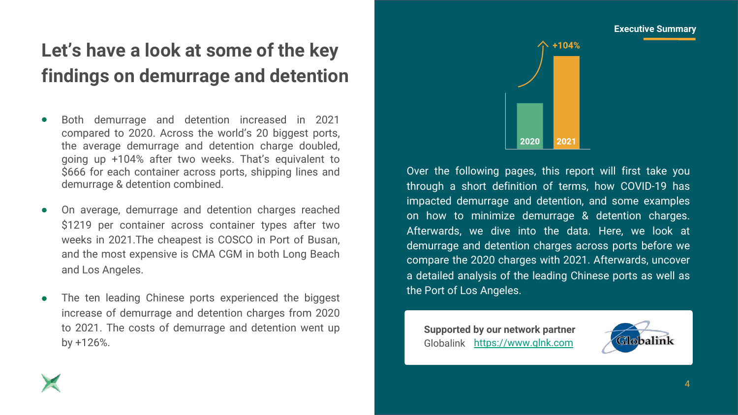# Let's have a look at some of the key findings on demurrage and detention

- Both demurrage and detention increased in 2021 compared to 2020. Across the world's 20 biggest ports, the average demurrage and detention charge doubled, going up +104% after two weeks. That's equivalent to $666 for each container across ports, shipping lines and demurrage & detention combined.
- On average, demurrage and detention charges reached $1219 per container across container types after two weeks in 2021.The cheapest is COSCO in Port of Busan, and the most expensive is CMA CGM in both Long Beach and Los Angeles.
- The ten leading Chinese ports experienced the biggest increase of demurrage and detention charges from 2020 to 2021. The costs of demurrage and detention went up by +126%.

**Executive Summary**

+104%

2020 2021

Over the following pages, this report will first take you through a short definition of terms, how COVID-19 has impacted demurrage and detention, and some examples on how to minimize demurrage & detention charges. Afterwards, we dive into the data. Here, we look at demurrage and detention charges across ports before we compare the 2020 charges with 2021. Afterwards, uncover a detailed analysis of the leading Chinese ports as well as the Port of Los Angeles.

**Supported by our network partner**
Globalink https://www.glnk.com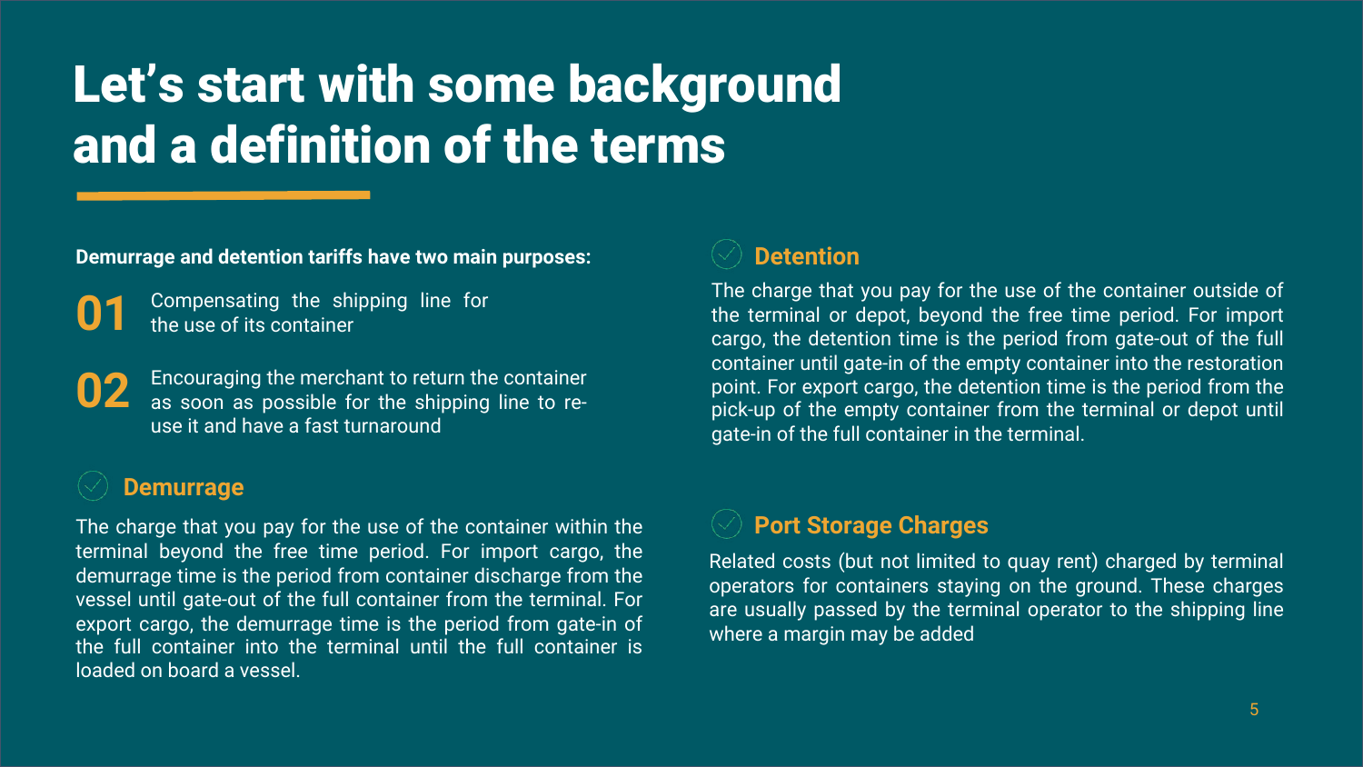# Let's start with some background and a definition of the terms

**Demurrage and detention tariffs have two main purposes:**

**01** Compensating the shipping line for the use of its container

**02** Encouraging the merchant to return the container as soon as possible for the shipping line to re-use it and have a fast turnaround

## Demurrage

The charge that you pay for the use of the container within the terminal beyond the free time period. For import cargo, the demurrage time is the period from container discharge from the vessel until gate-out of the full container from the terminal. For export cargo, the demurrage time is the period from gate-in of the full container into the terminal until the full container is loaded on board a vessel.

## Detention

The charge that you pay for the use of the container outside of the terminal or depot, beyond the free time period. For import cargo, the detention time is the period from gate-out of the full container until gate-in of the empty container into the restoration point. For export cargo, the detention time is the period from the pick-up of the empty container from the terminal or depot until gate-in of the full container in the terminal.

## Port Storage Charges

Related costs (but not limited to quay rent) charged by terminal operators for containers staying on the ground. These charges are usually passed by the terminal operator to the shipping line where a margin may be added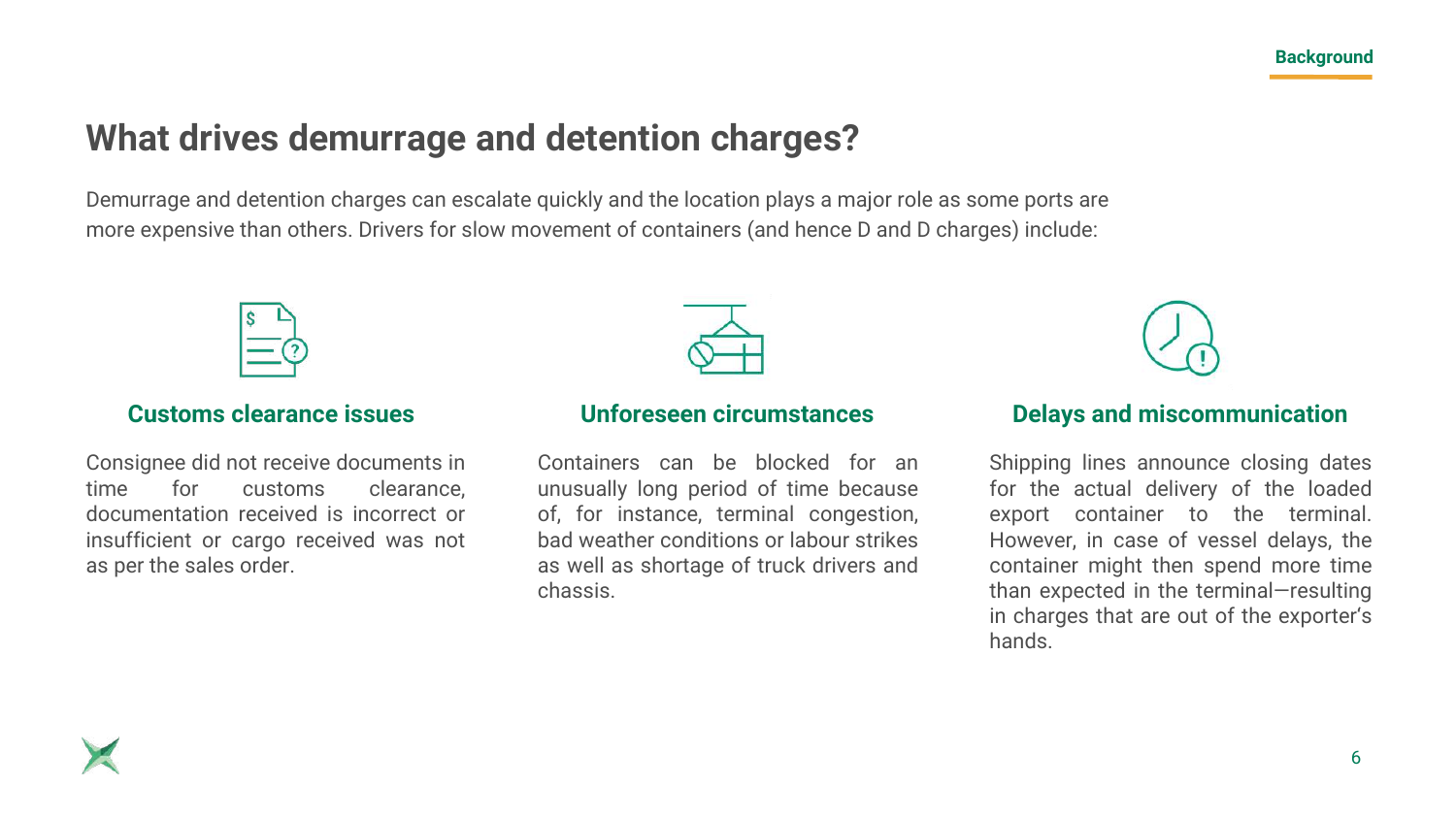# What drives demurrage and detention charges?

Demurrage and detention charges can escalate quickly and the location plays a major role as some ports are more expensive than others. Drivers for slow movement of containers (and hence D and D charges) include:

### Customs clearance issues

Consignee did not receive documents in time for customs clearance, documentation received is incorrect or insufficient or cargo received was not as per the sales order.

### Unforeseen circumstances

Containers can be blocked for an unusually long period of time because of, for instance, terminal congestion, bad weather conditions or labour strikes as well as shortage of truck drivers and chassis.

### Delays and miscommunication

Shipping lines announce closing dates for the actual delivery of the loaded export container to the terminal. However, in case of vessel delays, the container might then spend more time than expected in the terminal—resulting in charges that are out of the exporter's hands.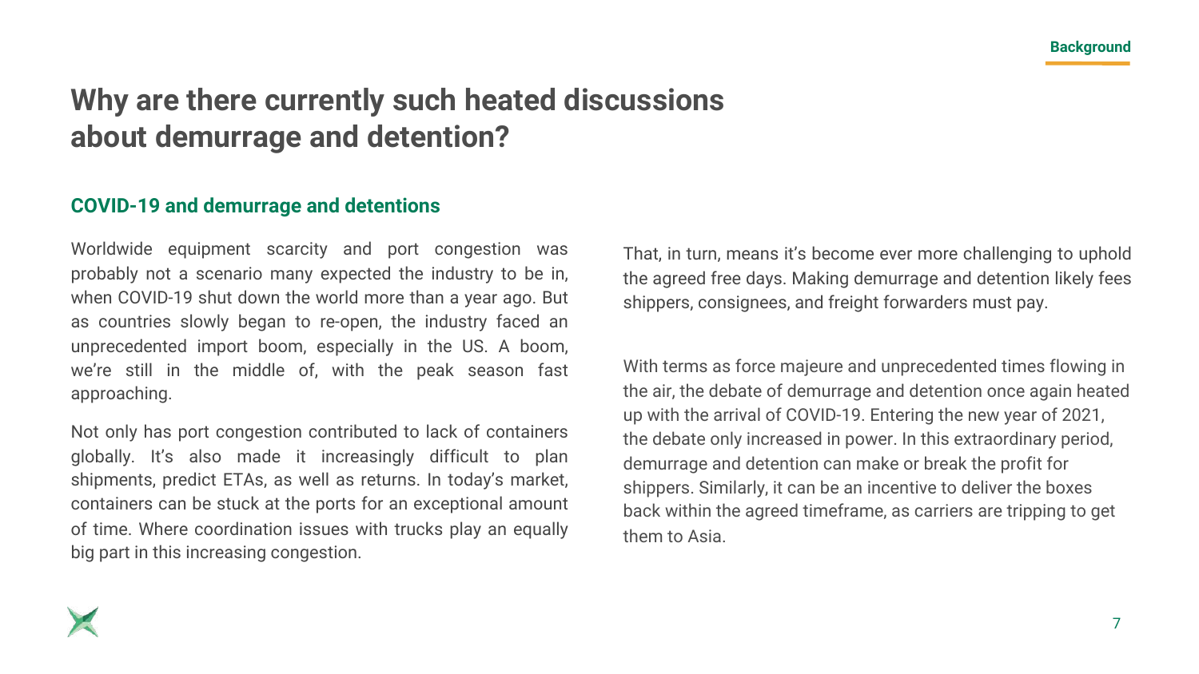# Why are there currently such heated discussions about demurrage and detention?

## COVID-19 and demurrage and detentions

Worldwide equipment scarcity and port congestion was probably not a scenario many expected the industry to be in, when COVID-19 shut down the world more than a year ago. But as countries slowly began to re-open, the industry faced an unprecedented import boom, especially in the US. A boom, we're still in the middle of, with the peak season fast approaching.

Not only has port congestion contributed to lack of containers globally. It's also made it increasingly difficult to plan shipments, predict ETAs, as well as returns. In today's market, containers can be stuck at the ports for an exceptional amount of time. Where coordination issues with trucks play an equally big part in this increasing congestion.

That, in turn, means it's become ever more challenging to uphold the agreed free days. Making demurrage and detention likely fees shippers, consignees, and freight forwarders must pay.

With terms as force majeure and unprecedented times flowing in the air, the debate of demurrage and detention once again heated up with the arrival of COVID-19. Entering the new year of 2021, the debate only increased in power. In this extraordinary period, demurrage and detention can make or break the profit for shippers. Similarly, it can be an incentive to deliver the boxes back within the agreed timeframe, as carriers are tripping to get them to Asia.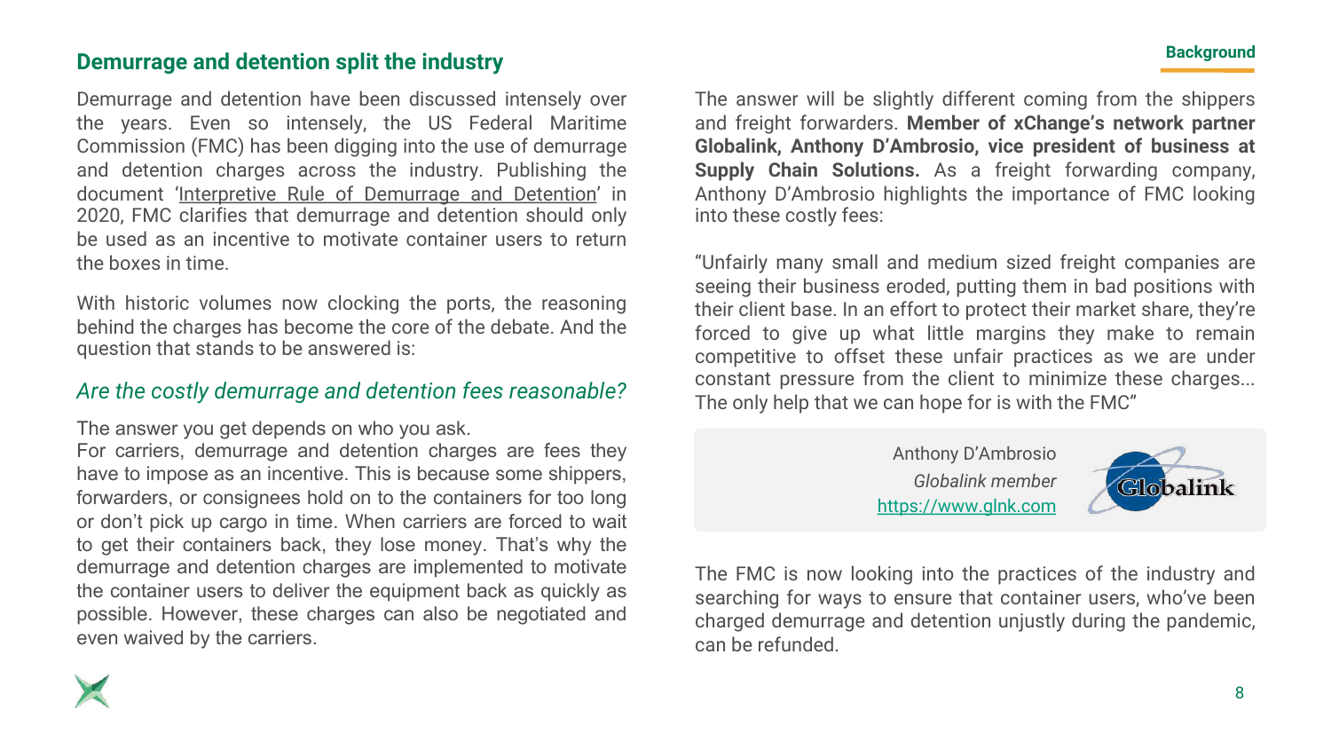## Demurrage and detention split the industry

Demurrage and detention have been discussed intensely over the years. Even so intensely, the US Federal Maritime Commission (FMC) has been digging into the use of demurrage and detention charges across the industry. Publishing the document 'Interpretive Rule of Demurrage and Detention' in 2020, FMC clarifies that demurrage and detention should only be used as an incentive to motivate container users to return the boxes in time.

With historic volumes now clocking the ports, the reasoning behind the charges has become the core of the debate. And the question that stands to be answered is:

*Are the costly demurrage and detention fees reasonable?*

The answer you get depends on who you ask.
For carriers, demurrage and detention charges are fees they have to impose as an incentive. This is because some shippers, forwarders, or consignees hold on to the containers for too long or don't pick up cargo in time. When carriers are forced to wait to get their containers back, they lose money. That's why the demurrage and detention charges are implemented to motivate the container users to deliver the equipment back as quickly as possible. However, these charges can also be negotiated and even waived by the carriers.

The answer will be slightly different coming from the shippers and freight forwarders. **Member of xChange's network partner Globalink, Anthony D'Ambrosio, vice president of business at Supply Chain Solutions.** As a freight forwarding company, Anthony D'Ambrosio highlights the importance of FMC looking into these costly fees:

"Unfairly many small and medium sized freight companies are seeing their business eroded, putting them in bad positions with their client base. In an effort to protect their market share, they're forced to give up what little margins they make to remain competitive to offset these unfair practices as we are under constant pressure from the client to minimize these charges... The only help that we can hope for is with the FMC"

Anthony D'Ambrosio
*Globalink member*
https://www.glnk.com

The FMC is now looking into the practices of the industry and searching for ways to ensure that container users, who've been charged demurrage and detention unjustly during the pandemic, can be refunded.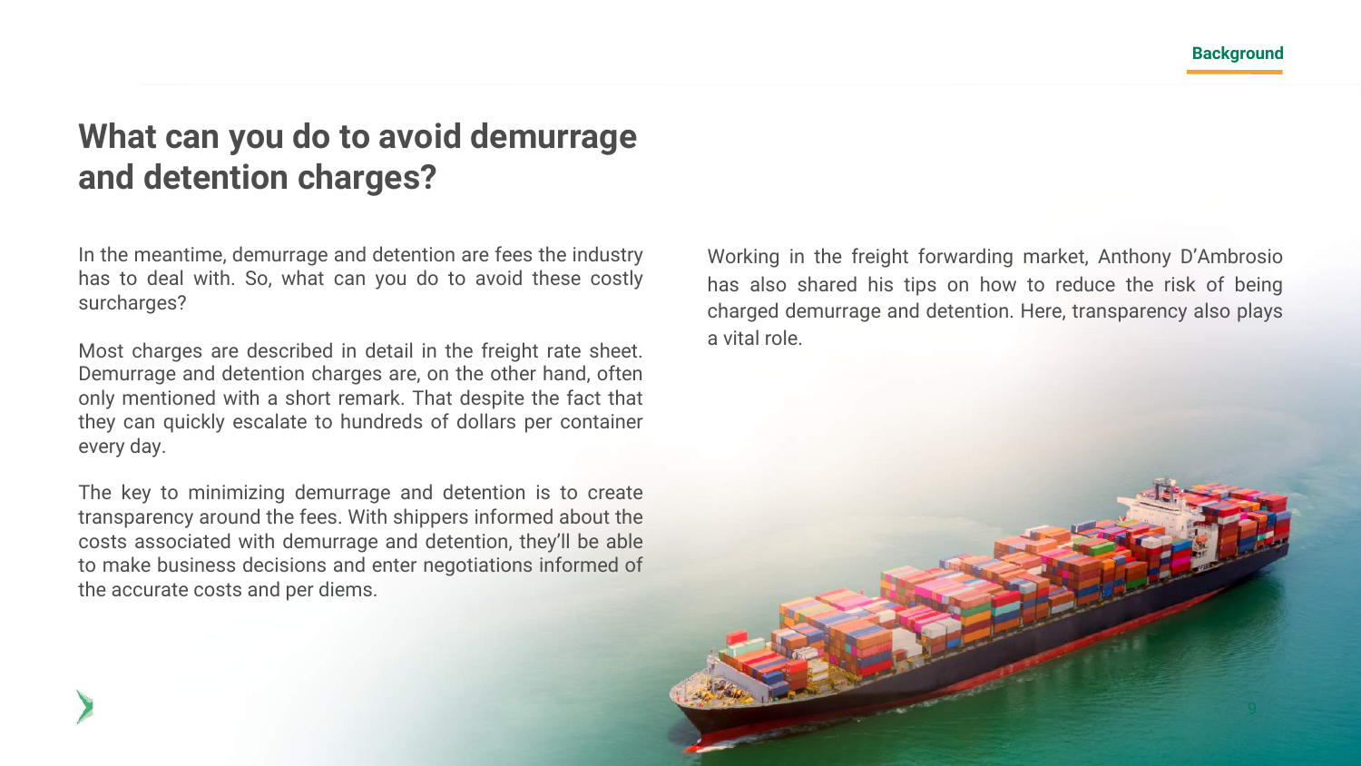# What can you do to avoid demurrage and detention charges?

In the meantime, demurrage and detention are fees the industry has to deal with. So, what can you do to avoid these costly surcharges?

Most charges are described in detail in the freight rate sheet. Demurrage and detention charges are, on the other hand, often only mentioned with a short remark. That despite the fact that they can quickly escalate to hundreds of dollars per container every day.

The key to minimizing demurrage and detention is to create transparency around the fees. With shippers informed about the costs associated with demurrage and detention, they'll be able to make business decisions and enter negotiations informed of the accurate costs and per diems.

Working in the freight forwarding market, Anthony D'Ambrosio has also shared his tips on how to reduce the risk of being charged demurrage and detention. Here, transparency also plays a vital role.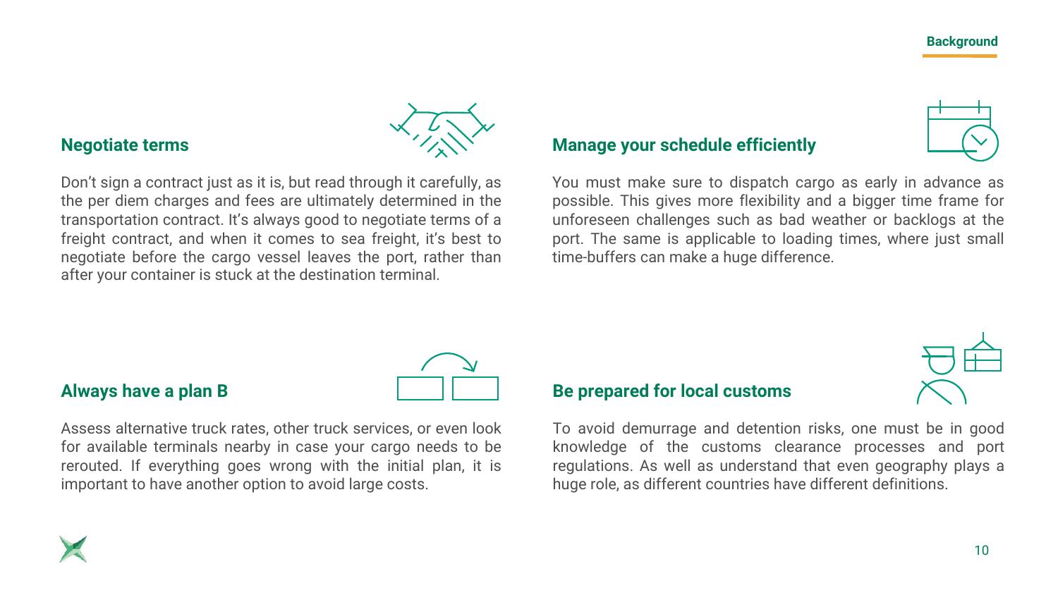## Negotiate terms

Don’t sign a contract just as it is, but read through it carefully, as the per diem charges and fees are ultimately determined in the transportation contract. It’s always good to negotiate terms of a freight contract, and when it comes to sea freight, it’s best to negotiate before the cargo vessel leaves the port, rather than after your container is stuck at the destination terminal.

## Manage your schedule efficiently

You must make sure to dispatch cargo as early in advance as possible. This gives more flexibility and a bigger time frame for unforeseen challenges such as bad weather or backlogs at the port. The same is applicable to loading times, where just small time-buffers can make a huge difference.

## Always have a plan B

Assess alternative truck rates, other truck services, or even look for available terminals nearby in case your cargo needs to be rerouted. If everything goes wrong with the initial plan, it is important to have another option to avoid large costs.

## Be prepared for local customs

To avoid demurrage and detention risks, one must be in good knowledge of the customs clearance processes and port regulations. As well as understand that even geography plays a huge role, as different countries have different definitions.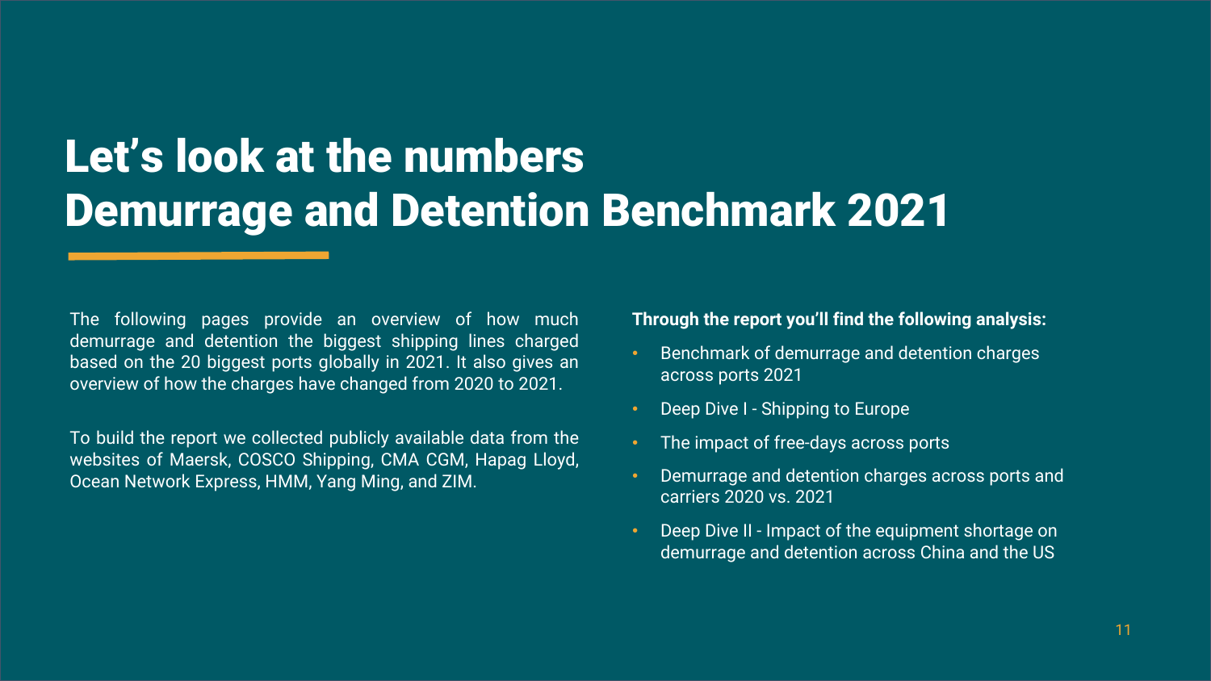# Let’s look at the numbers
# Demurrage and Detention Benchmark 2021

The following pages provide an overview of how much demurrage and detention the biggest shipping lines charged based on the 20 biggest ports globally in 2021. It also gives an overview of how the charges have changed from 2020 to 2021.

To build the report we collected publicly available data from the websites of Maersk, COSCO Shipping, CMA CGM, Hapag Lloyd, Ocean Network Express, HMM, Yang Ming, and ZIM.

**Through the report you’ll find the following analysis:**

- Benchmark of demurrage and detention charges across ports 2021
- Deep Dive I - Shipping to Europe
- The impact of free-days across ports
- Demurrage and detention charges across ports and carriers 2020 vs. 2021
- Deep Dive II - Impact of the equipment shortage on demurrage and detention across China and the US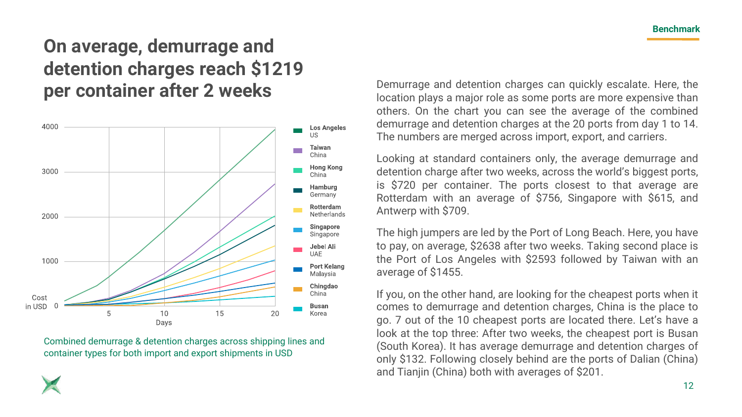Benchmark

# On average, demurrage and detention charges reach $1219 per container after 2 weeks

Combined demurrage & detention charges across shipping lines and container types for both import and export shipments in USD

Demurrage and detention charges can quickly escalate. Here, the location plays a major role as some ports are more expensive than others. On the chart you can see the average of the combined demurrage and detention charges at the 20 ports from day 1 to 14. The numbers are merged across import, export, and carriers.

Looking at standard containers only, the average demurrage and detention charge after two weeks, across the world's biggest ports, is $720 per container. The ports closest to that average are Rotterdam with an average of $756, Singapore with $615, and Antwerp with $709.

The high jumpers are led by the Port of Long Beach. Here, you have to pay, on average, $2638 after two weeks. Taking second place is the Port of Los Angeles with $2593 followed by Taiwan with an average of $1455.

If you, on the other hand, are looking for the cheapest ports when it comes to demurrage and detention charges, China is the place to go. 7 out of the 10 cheapest ports are located there. Let's have a look at the top three: After two weeks, the cheapest port is Busan (South Korea). It has average demurrage and detention charges of only $132. Following closely behind are the ports of Dalian (China) and Tianjin (China) both with averages of $201.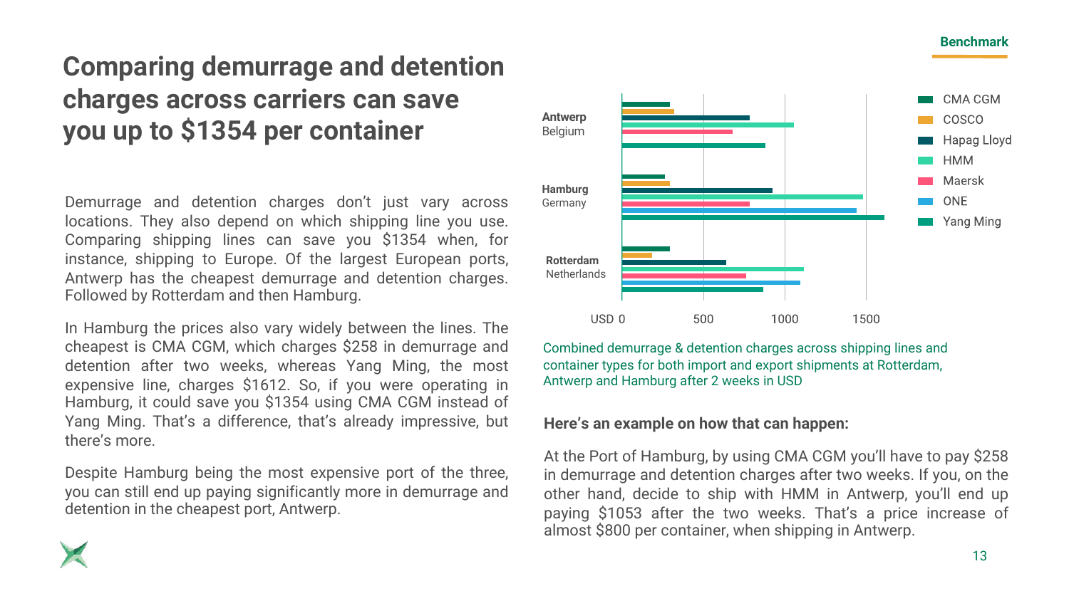Benchmark

# Comparing demurrage and detention charges across carriers can save you up to $1354 per container

Demurrage and detention charges don't just vary across locations. They also depend on which shipping line you use. Comparing shipping lines can save you $1354 when, for instance, shipping to Europe. Of the largest European ports, Antwerp has the cheapest demurrage and detention charges. Followed by Rotterdam and then Hamburg.

In Hamburg the prices also vary widely between the lines. The cheapest is CMA CGM, which charges $258 in demurrage and detention after two weeks, whereas Yang Ming, the most expensive line, charges $1612. So, if you were operating in Hamburg, it could save you $1354 using CMA CGM instead of Yang Ming. That's a difference, that's already impressive, but there's more.

Despite Hamburg being the most expensive port of the three, you can still end up paying significantly more in demurrage and detention in the cheapest port, Antwerp.

Combined demurrage & detention charges across shipping lines and container types for both import and export shipments at Rotterdam, Antwerp and Hamburg after 2 weeks in USD

**Here's an example on how that can happen:**

At the Port of Hamburg, by using CMA CGM you'll have to pay $258 in demurrage and detention charges after two weeks. If you, on the other hand, decide to ship with HMM in Antwerp, you'll end up paying $1053 after the two weeks. That's a price increase of almost $800 per container, when shipping in Antwerp.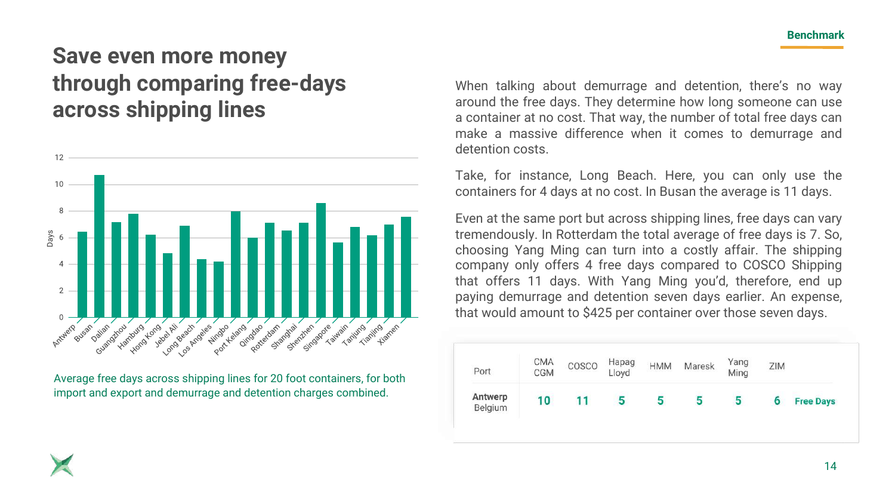Benchmark

# Save even more money through comparing free-days across shipping lines

Average free days across shipping lines for 20 foot containers, for both import and export and demurrage and detention charges combined.

When talking about demurrage and detention, there's no way around the free days. They determine how long someone can use a container at no cost. That way, the number of total free days can make a massive difference when it comes to demurrage and detention costs.

Take, for instance, Long Beach. Here, you can only use the containers for 4 days at no cost. In Busan the average is 11 days.

Even at the same port but across shipping lines, free days can vary tremendously. In Rotterdam the total average of free days is 7. So, choosing Yang Ming can turn into a costly affair. The shipping company only offers 4 free days compared to COSCO Shipping that offers 11 days. With Yang Ming you'd, therefore, end up paying demurrage and detention seven days earlier. An expense, that would amount to $425 per container over those seven days.

| Port | CMA CGM | COSCO | Hapag Lloyd | HMM | Maresk | Yang Ming | ZIM | |
|---|---|---|---|---|---|---|---|---|
| **Antwerp** Belgium | 10 | 11 | 5 | 5 | 5 | 5 | 6 | Free Days |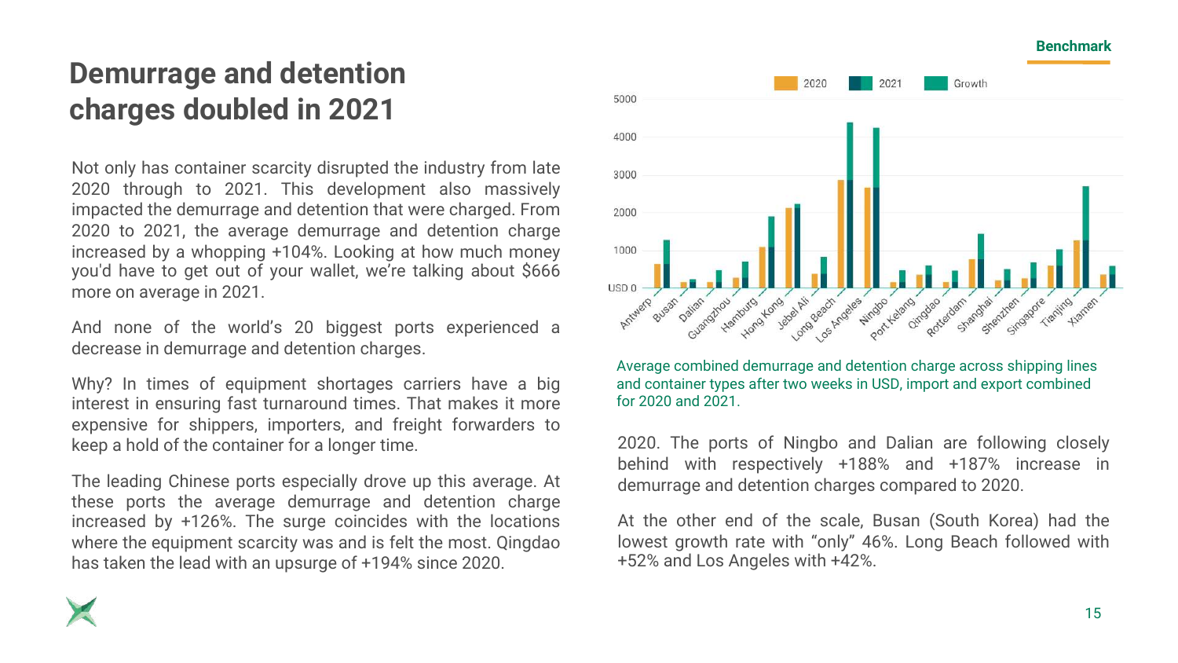# Demurrage and detention charges doubled in 2021

Not only has container scarcity disrupted the industry from late 2020 through to 2021. This development also massively impacted the demurrage and detention that were charged. From 2020 to 2021, the average demurrage and detention charge increased by a whopping +104%. Looking at how much money you'd have to get out of your wallet, we're talking about $666 more on average in 2021.

And none of the world's 20 biggest ports experienced a decrease in demurrage and detention charges.

Why? In times of equipment shortages carriers have a big interest in ensuring fast turnaround times. That makes it more expensive for shippers, importers, and freight forwarders to keep a hold of the container for a longer time.

The leading Chinese ports especially drove up this average. At these ports the average demurrage and detention charge increased by +126%. The surge coincides with the locations where the equipment scarcity was and is felt the most. Qingdao has taken the lead with an upsurge of +194% since 2020. The ports of Ningbo and Dalian are following closely behind with respectively +188% and +187% increase in demurrage and detention charges compared to 2020.

At the other end of the scale, Busan (South Korea) had the lowest growth rate with "only" 46%. Long Beach followed with +52% and Los Angeles with +42%.

Average combined demurrage and detention charge across shipping lines and container types after two weeks in USD, import and export combined for 2020 and 2021.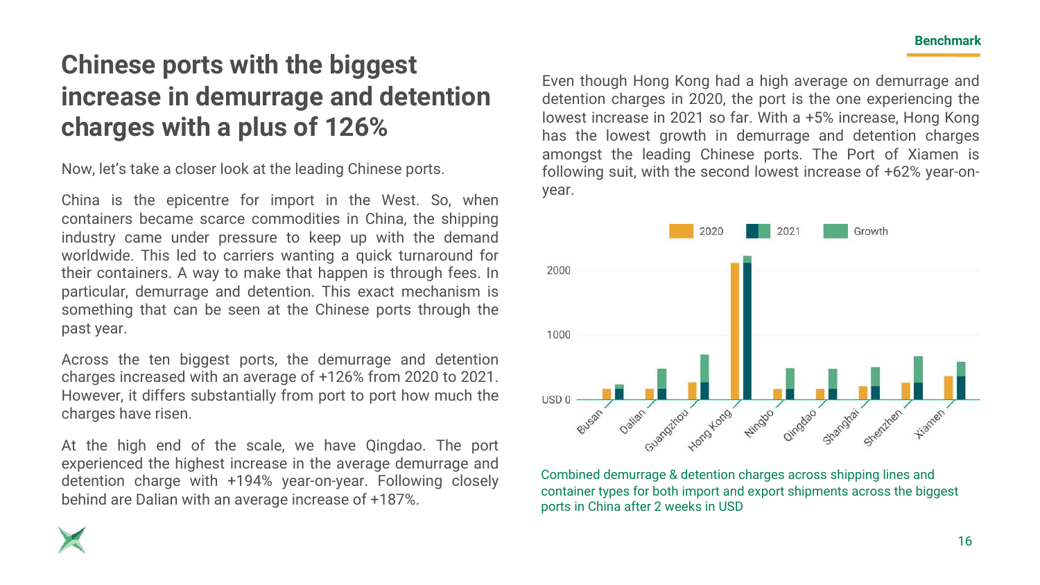# Chinese ports with the biggest increase in demurrage and detention charges with a plus of 126%

Now, let's take a closer look at the leading Chinese ports.

China is the epicentre for import in the West. So, when containers became scarce commodities in China, the shipping industry came under pressure to keep up with the demand worldwide. This led to carriers wanting a quick turnaround for their containers. A way to make that happen is through fees. In particular, demurrage and detention. This exact mechanism is something that can be seen at the Chinese ports through the past year.

Across the ten biggest ports, the demurrage and detention charges increased with an average of +126% from 2020 to 2021. However, it differs substantially from port to port how much the charges have risen.

At the high end of the scale, we have Qingdao. The port experienced the highest increase in the average demurrage and detention charge with +194% year-on-year. Following closely behind are Dalian with an average increase of +187%.

Even though Hong Kong had a high average on demurrage and detention charges in 2020, the port is the one experiencing the lowest increase in 2021 so far. With a +5% increase, Hong Kong has the lowest growth in demurrage and detention charges amongst the leading Chinese ports. The Port of Xiamen is following suit, with the second lowest increase of +62% year-on-year.

Combined demurrage & detention charges across shipping lines and container types for both import and export shipments across the biggest ports in China after 2 weeks in USD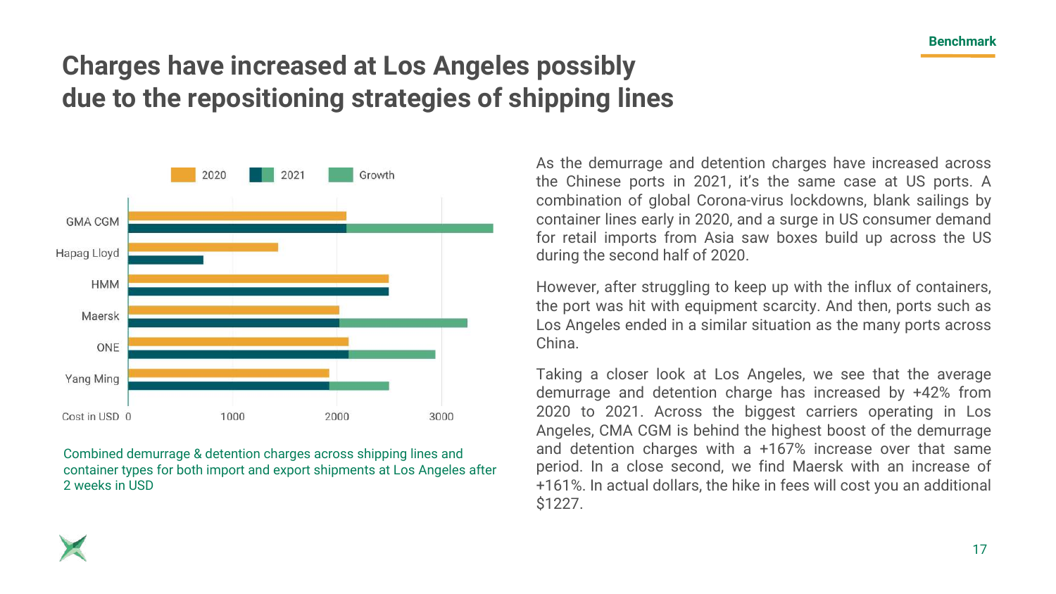# Charges have increased at Los Angeles possibly due to the repositioning strategies of shipping lines

Combined demurrage & detention charges across shipping lines and container types for both import and export shipments at Los Angeles after 2 weeks in USD

As the demurrage and detention charges have increased across the Chinese ports in 2021, it's the same case at US ports. A combination of global Corona-virus lockdowns, blank sailings by container lines early in 2020, and a surge in US consumer demand for retail imports from Asia saw boxes build up across the US during the second half of 2020.

However, after struggling to keep up with the influx of containers, the port was hit with equipment scarcity. And then, ports such as Los Angeles ended in a similar situation as the many ports across China.

Taking a closer look at Los Angeles, we see that the average demurrage and detention charge has increased by +42% from 2020 to 2021. Across the biggest carriers operating in Los Angeles, CMA CGM is behind the highest boost of the demurrage and detention charges with a +167% increase over that same period. In a close second, we find Maersk with an increase of +161%. In actual dollars, the hike in fees will cost you an additional $1227.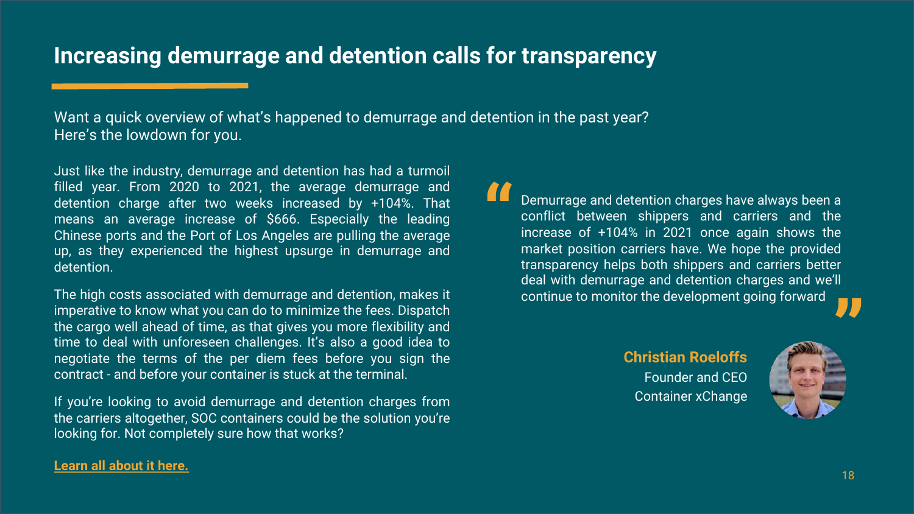# Increasing demurrage and detention calls for transparency

Want a quick overview of what's happened to demurrage and detention in the past year? Here's the lowdown for you.

Just like the industry, demurrage and detention has had a turmoil filled year. From 2020 to 2021, the average demurrage and detention charge after two weeks increased by +104%. That means an average increase of $666. Especially the leading Chinese ports and the Port of Los Angeles are pulling the average up, as they experienced the highest upsurge in demurrage and detention.

The high costs associated with demurrage and detention, makes it imperative to know what you can do to minimize the fees. Dispatch the cargo well ahead of time, as that gives you more flexibility and time to deal with unforeseen challenges. It's also a good idea to negotiate the terms of the per diem fees before you sign the contract - and before your container is stuck at the terminal.

If you're looking to avoid demurrage and detention charges from the carriers altogether, SOC containers could be the solution you're looking for. Not completely sure how that works?

**Learn all about it here.**

> "Demurrage and detention charges have always been a conflict between shippers and carriers and the increase of +104% in 2021 once again shows the market position carriers have. We hope the provided transparency helps both shippers and carriers better deal with demurrage and detention charges and we'll continue to monitor the development going forward"

**Christian Roeloffs**
Founder and CEO
Container xChange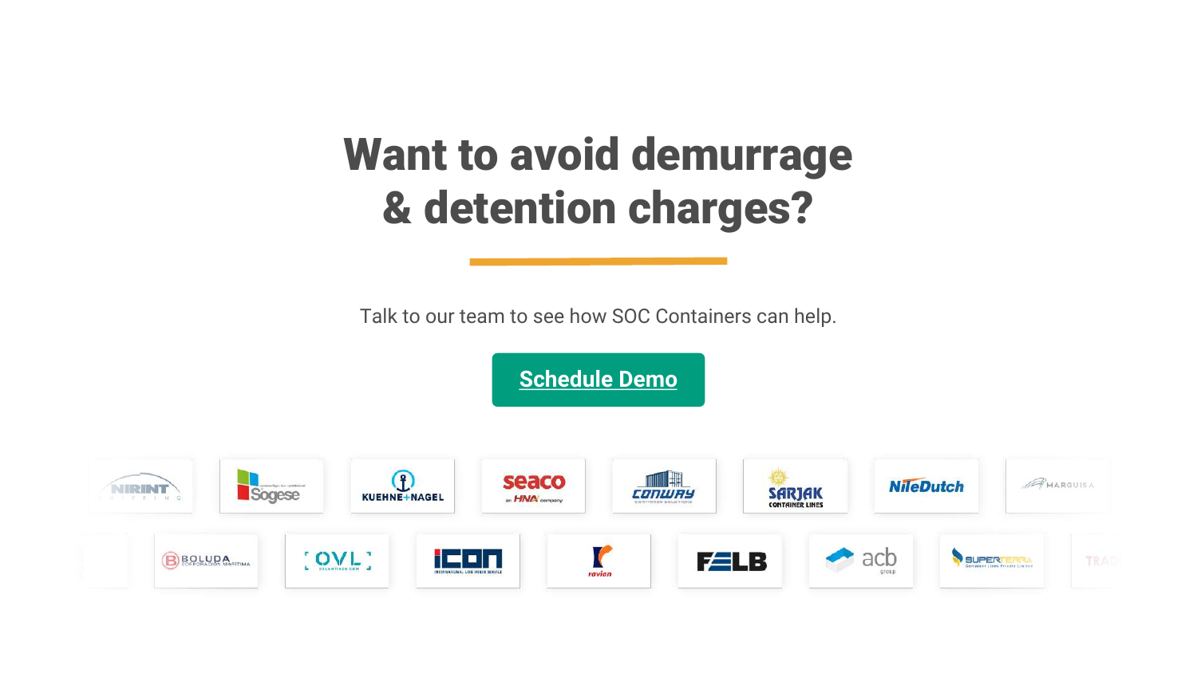# Want to avoid demurrage & detention charges?

Talk to our team to see how SOC Containers can help.

**Schedule Demo**